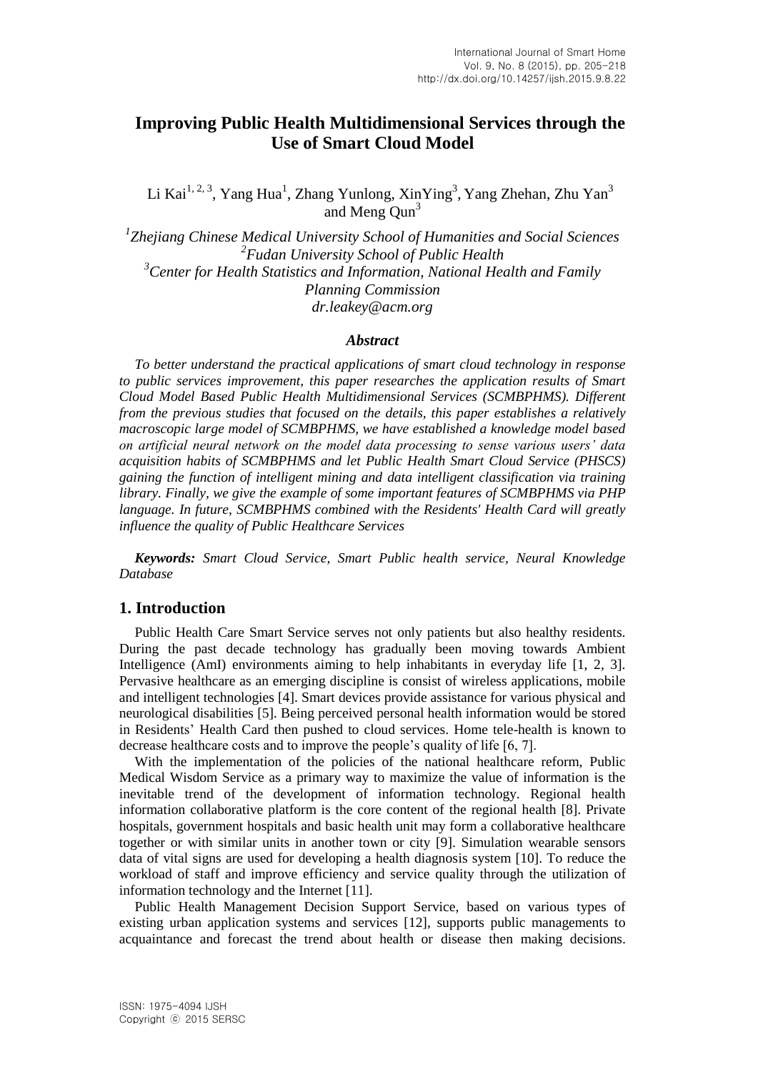# Improving Public Health Multidimensional Services through the Use of Smart Cloud Model

Li Kai[1, 2, 3], Yang Hua[1], Zhang Yunlong, XinYing[3], Yang Zhehan, Zhu Yan[3] and Meng Qun[3]

*[1]Zhejiang Chinese Medical University School of Humanities and Social Sciences*
*[2]Fudan University School of Public Health*
*[3]Center for Health Statistics and Information, National Health and Family Planning Commission*
*dr.leakey@acm.org*

### *Abstract*

*To better understand the practical applications of smart cloud technology in response to public services improvement, this paper researches the application results of Smart Cloud Model Based Public Health Multidimensional Services (SCMBPHMS). Different from the previous studies that focused on the details, this paper establishes a relatively macroscopic large model of SCMBPHMS, we have established a knowledge model based on artificial neural network on the model data processing to sense various users' data acquisition habits of SCMBPHMS and let Public Health Smart Cloud Service (PHSCS) gaining the function of intelligent mining and data intelligent classification via training library. Finally, we give the example of some important features of SCMBPHMS via PHP language. In future, SCMBPHMS combined with the Residents' Health Card will greatly influence the quality of Public Healthcare Services*

***Keywords:** Smart Cloud Service, Smart Public health service, Neural Knowledge Database*

## 1. Introduction

Public Health Care Smart Service serves not only patients but also healthy residents. During the past decade technology has gradually been moving towards Ambient Intelligence (AmI) environments aiming to help inhabitants in everyday life [1, 2, 3]. Pervasive healthcare as an emerging discipline is consist of wireless applications, mobile and intelligent technologies [4]. Smart devices provide assistance for various physical and neurological disabilities [5]. Being perceived personal health information would be stored in Residents' Health Card then pushed to cloud services. Home tele-health is known to decrease healthcare costs and to improve the people's quality of life [6, 7].

With the implementation of the policies of the national healthcare reform, Public Medical Wisdom Service as a primary way to maximize the value of information is the inevitable trend of the development of information technology. Regional health information collaborative platform is the core content of the regional health [8]. Private hospitals, government hospitals and basic health unit may form a collaborative healthcare together or with similar units in another town or city [9]. Simulation wearable sensors data of vital signs are used for developing a health diagnosis system [10]. To reduce the workload of staff and improve efficiency and service quality through the utilization of information technology and the Internet [11].

Public Health Management Decision Support Service, based on various types of existing urban application systems and services [12], supports public managements to acquaintance and forecast the trend about health or disease then making decisions.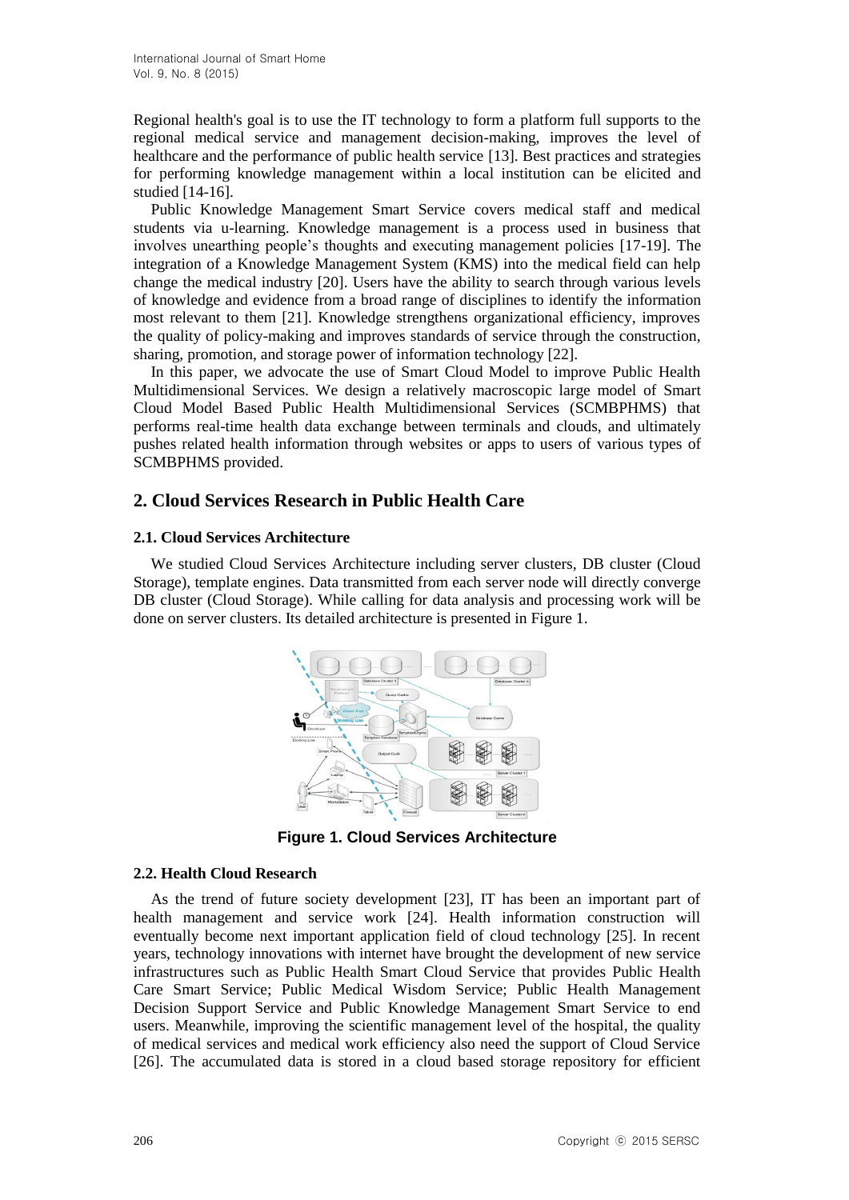Regional health's goal is to use the IT technology to form a platform full supports to the regional medical service and management decision-making, improves the level of healthcare and the performance of public health service [13]. Best practices and strategies for performing knowledge management within a local institution can be elicited and studied [14-16].

Public Knowledge Management Smart Service covers medical staff and medical students via u-learning. Knowledge management is a process used in business that involves unearthing people's thoughts and executing management policies [17-19]. The integration of a Knowledge Management System (KMS) into the medical field can help change the medical industry [20]. Users have the ability to search through various levels of knowledge and evidence from a broad range of disciplines to identify the information most relevant to them [21]. Knowledge strengthens organizational efficiency, improves the quality of policy-making and improves standards of service through the construction, sharing, promotion, and storage power of information technology [22].

In this paper, we advocate the use of Smart Cloud Model to improve Public Health Multidimensional Services. We design a relatively macroscopic large model of Smart Cloud Model Based Public Health Multidimensional Services (SCMBPHMS) that performs real-time health data exchange between terminals and clouds, and ultimately pushes related health information through websites or apps to users of various types of SCMBPHMS provided.

## 2. Cloud Services Research in Public Health Care

### 2.1. Cloud Services Architecture

We studied Cloud Services Architecture including server clusters, DB cluster (Cloud Storage), template engines. Data transmitted from each server node will directly converge DB cluster (Cloud Storage). While calling for data analysis and processing work will be done on server clusters. Its detailed architecture is presented in Figure 1.

**Figure 1. Cloud Services Architecture**

### 2.2. Health Cloud Research

As the trend of future society development [23], IT has been an important part of health management and service work [24]. Health information construction will eventually become next important application field of cloud technology [25]. In recent years, technology innovations with internet have brought the development of new service infrastructures such as Public Health Smart Cloud Service that provides Public Health Care Smart Service; Public Medical Wisdom Service; Public Health Management Decision Support Service and Public Knowledge Management Smart Service to end users. Meanwhile, improving the scientific management level of the hospital, the quality of medical services and medical work efficiency also need the support of Cloud Service [26]. The accumulated data is stored in a cloud based storage repository for efficient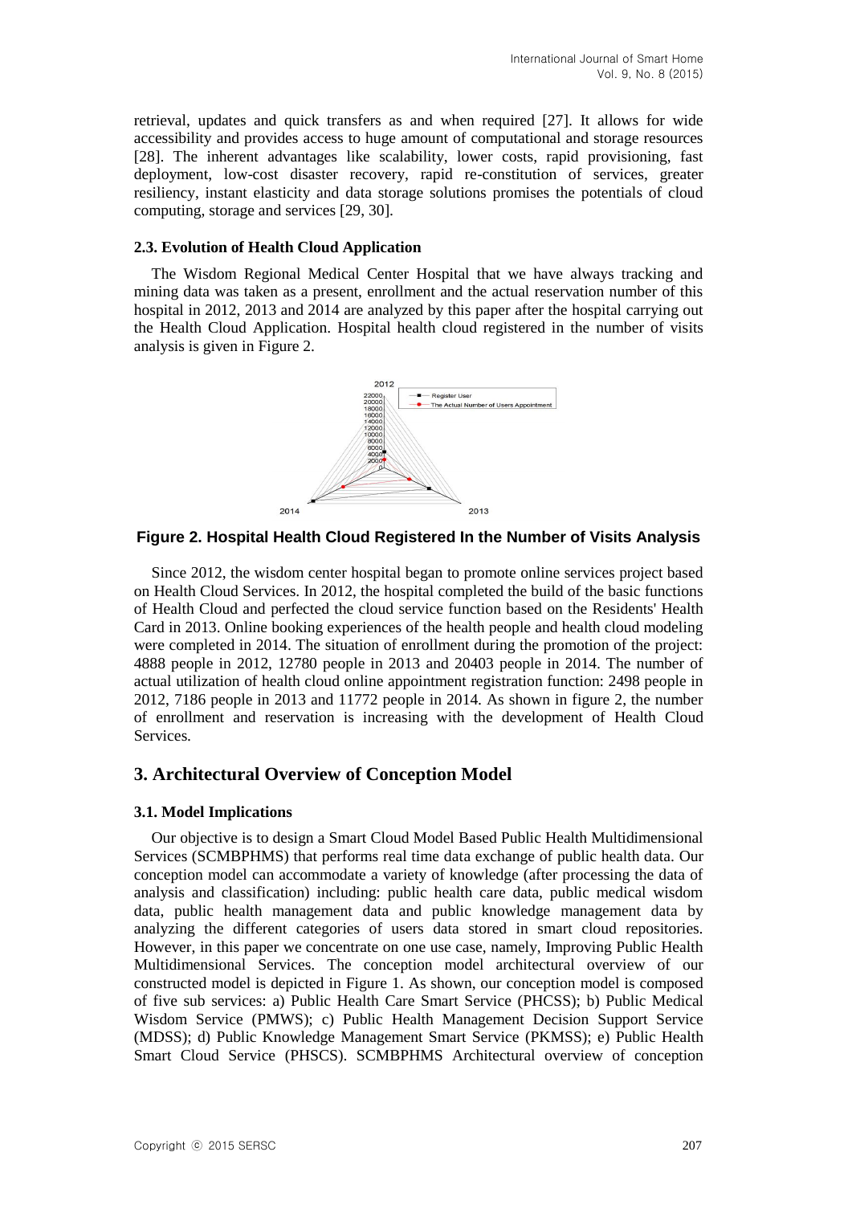retrieval, updates and quick transfers as and when required [27]. It allows for wide accessibility and provides access to huge amount of computational and storage resources [28]. The inherent advantages like scalability, lower costs, rapid provisioning, fast deployment, low-cost disaster recovery, rapid re-constitution of services, greater resiliency, instant elasticity and data storage solutions promises the potentials of cloud computing, storage and services [29, 30].

### 2.3. Evolution of Health Cloud Application

The Wisdom Regional Medical Center Hospital that we have always tracking and mining data was taken as a present, enrollment and the actual reservation number of this hospital in 2012, 2013 and 2014 are analyzed by this paper after the hospital carrying out the Health Cloud Application. Hospital health cloud registered in the number of visits analysis is given in Figure 2.

**Figure 2. Hospital Health Cloud Registered In the Number of Visits Analysis**

Since 2012, the wisdom center hospital began to promote online services project based on Health Cloud Services. In 2012, the hospital completed the build of the basic functions of Health Cloud and perfected the cloud service function based on the Residents' Health Card in 2013. Online booking experiences of the health people and health cloud modeling were completed in 2014. The situation of enrollment during the promotion of the project: 4888 people in 2012, 12780 people in 2013 and 20403 people in 2014. The number of actual utilization of health cloud online appointment registration function: 2498 people in 2012, 7186 people in 2013 and 11772 people in 2014. As shown in figure 2, the number of enrollment and reservation is increasing with the development of Health Cloud Services.

## 3. Architectural Overview of Conception Model

### 3.1. Model Implications

Our objective is to design a Smart Cloud Model Based Public Health Multidimensional Services (SCMBPHMS) that performs real time data exchange of public health data. Our conception model can accommodate a variety of knowledge (after processing the data of analysis and classification) including: public health care data, public medical wisdom data, public health management data and public knowledge management data by analyzing the different categories of users data stored in smart cloud repositories. However, in this paper we concentrate on one use case, namely, Improving Public Health Multidimensional Services. The conception model architectural overview of our constructed model is depicted in Figure 1. As shown, our conception model is composed of five sub services: a) Public Health Care Smart Service (PHCSS); b) Public Medical Wisdom Service (PMWS); c) Public Health Management Decision Support Service (MDSS); d) Public Knowledge Management Smart Service (PKMSS); e) Public Health Smart Cloud Service (PHSCS). SCMBPHMS Architectural overview of conception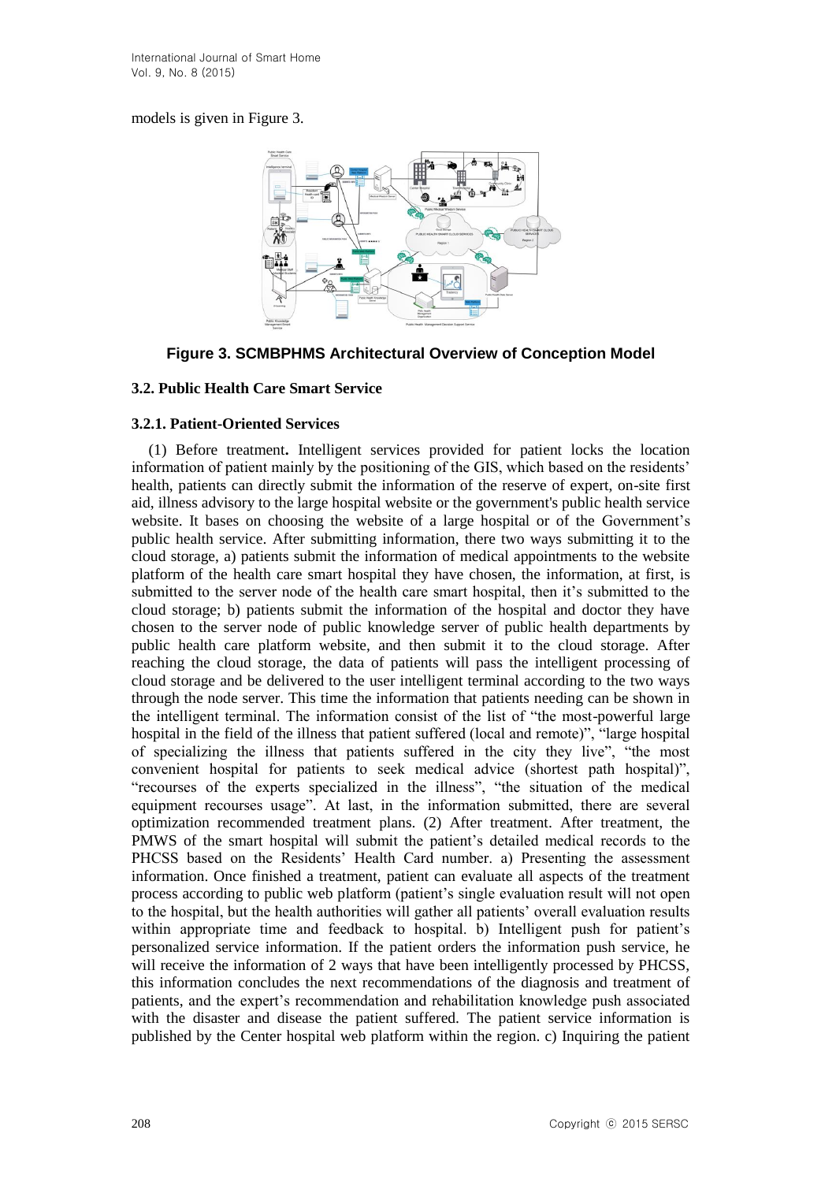models is given in Figure 3.

**Figure 3. SCMBPHMS Architectural Overview of Conception Model**

### 3.2. Public Health Care Smart Service

#### 3.2.1. Patient-Oriented Services

(1) Before treatment**.** Intelligent services provided for patient locks the location information of patient mainly by the positioning of the GIS, which based on the residents' health, patients can directly submit the information of the reserve of expert, on-site first aid, illness advisory to the large hospital website or the government's public health service website. It bases on choosing the website of a large hospital or of the Government's public health service. After submitting information, there two ways submitting it to the cloud storage, a) patients submit the information of medical appointments to the website platform of the health care smart hospital they have chosen, the information, at first, is submitted to the server node of the health care smart hospital, then it's submitted to the cloud storage; b) patients submit the information of the hospital and doctor they have chosen to the server node of public knowledge server of public health departments by public health care platform website, and then submit it to the cloud storage. After reaching the cloud storage, the data of patients will pass the intelligent processing of cloud storage and be delivered to the user intelligent terminal according to the two ways through the node server. This time the information that patients needing can be shown in the intelligent terminal. The information consist of the list of "the most-powerful large hospital in the field of the illness that patient suffered (local and remote)", "large hospital of specializing the illness that patients suffered in the city they live", "the most convenient hospital for patients to seek medical advice (shortest path hospital)", "recourses of the experts specialized in the illness", "the situation of the medical equipment recourses usage". At last, in the information submitted, there are several optimization recommended treatment plans. (2) After treatment. After treatment, the PMWS of the smart hospital will submit the patient's detailed medical records to the PHCSS based on the Residents' Health Card number. a) Presenting the assessment information. Once finished a treatment, patient can evaluate all aspects of the treatment process according to public web platform (patient's single evaluation result will not open to the hospital, but the health authorities will gather all patients' overall evaluation results within appropriate time and feedback to hospital. b) Intelligent push for patient's personalized service information. If the patient orders the information push service, he will receive the information of 2 ways that have been intelligently processed by PHCSS, this information concludes the next recommendations of the diagnosis and treatment of patients, and the expert's recommendation and rehabilitation knowledge push associated with the disaster and disease the patient suffered. The patient service information is published by the Center hospital web platform within the region. c) Inquiring the patient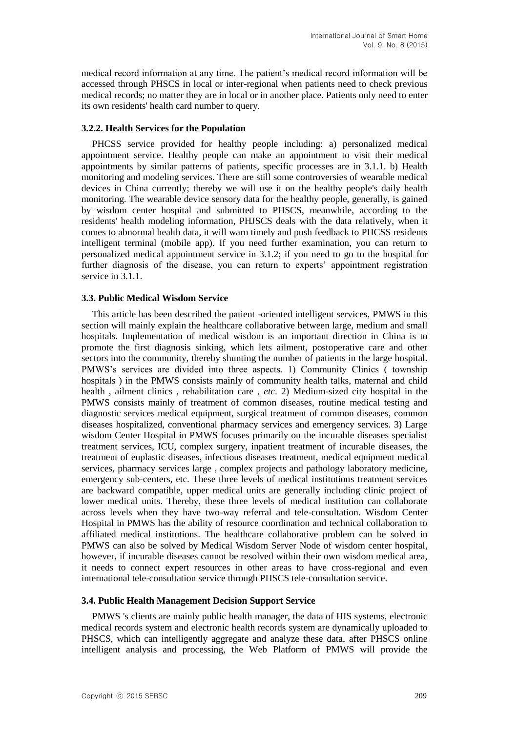medical record information at any time. The patient's medical record information will be accessed through PHSCS in local or inter-regional when patients need to check previous medical records; no matter they are in local or in another place. Patients only need to enter its own residents' health card number to query.

### 3.2.2. Health Services for the Population

PHCSS service provided for healthy people including: a) personalized medical appointment service. Healthy people can make an appointment to visit their medical appointments by similar patterns of patients, specific processes are in 3.1.1. b) Health monitoring and modeling services. There are still some controversies of wearable medical devices in China currently; thereby we will use it on the healthy people's daily health monitoring. The wearable device sensory data for the healthy people, generally, is gained by wisdom center hospital and submitted to PHSCS, meanwhile, according to the residents' health modeling information, PHJSCS deals with the data relatively, when it comes to abnormal health data, it will warn timely and push feedback to PHCSS residents intelligent terminal (mobile app). If you need further examination, you can return to personalized medical appointment service in 3.1.2; if you need to go to the hospital for further diagnosis of the disease, you can return to experts' appointment registration service in 3.1.1.

## 3.3. Public Medical Wisdom Service

This article has been described the patient -oriented intelligent services, PMWS in this section will mainly explain the healthcare collaborative between large, medium and small hospitals. Implementation of medical wisdom is an important direction in China is to promote the first diagnosis sinking, which lets ailment, postoperative care and other sectors into the community, thereby shunting the number of patients in the large hospital. PMWS's services are divided into three aspects. 1) Community Clinics ( township hospitals ) in the PMWS consists mainly of community health talks, maternal and child health , ailment clinics , rehabilitation care , *etc*. 2) Medium-sized city hospital in the PMWS consists mainly of treatment of common diseases, routine medical testing and diagnostic services medical equipment, surgical treatment of common diseases, common diseases hospitalized, conventional pharmacy services and emergency services. 3) Large wisdom Center Hospital in PMWS focuses primarily on the incurable diseases specialist treatment services, ICU, complex surgery, inpatient treatment of incurable diseases, the treatment of euplastic diseases, infectious diseases treatment, medical equipment medical services, pharmacy services large , complex projects and pathology laboratory medicine, emergency sub-centers, etc. These three levels of medical institutions treatment services are backward compatible, upper medical units are generally including clinic project of lower medical units. Thereby, these three levels of medical institution can collaborate across levels when they have two-way referral and tele-consultation. Wisdom Center Hospital in PMWS has the ability of resource coordination and technical collaboration to affiliated medical institutions. The healthcare collaborative problem can be solved in PMWS can also be solved by Medical Wisdom Server Node of wisdom center hospital, however, if incurable diseases cannot be resolved within their own wisdom medical area, it needs to connect expert resources in other areas to have cross-regional and even international tele-consultation service through PHSCS tele-consultation service.

## 3.4. Public Health Management Decision Support Service

PMWS 's clients are mainly public health manager, the data of HIS systems, electronic medical records system and electronic health records system are dynamically uploaded to PHSCS, which can intelligently aggregate and analyze these data, after PHSCS online intelligent analysis and processing, the Web Platform of PMWS will provide the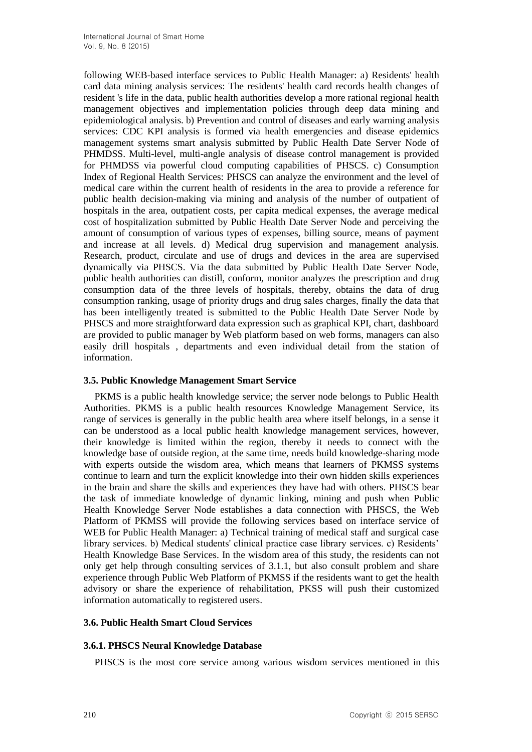following WEB-based interface services to Public Health Manager: a) Residents' health card data mining analysis services: The residents' health card records health changes of resident 's life in the data, public health authorities develop a more rational regional health management objectives and implementation policies through deep data mining and epidemiological analysis. b) Prevention and control of diseases and early warning analysis services: CDC KPI analysis is formed via health emergencies and disease epidemics management systems smart analysis submitted by Public Health Date Server Node of PHMDSS. Multi-level, multi-angle analysis of disease control management is provided for PHMDSS via powerful cloud computing capabilities of PHSCS. c) Consumption Index of Regional Health Services: PHSCS can analyze the environment and the level of medical care within the current health of residents in the area to provide a reference for public health decision-making via mining and analysis of the number of outpatient of hospitals in the area, outpatient costs, per capita medical expenses, the average medical cost of hospitalization submitted by Public Health Date Server Node and perceiving the amount of consumption of various types of expenses, billing source, means of payment and increase at all levels. d) Medical drug supervision and management analysis. Research, product, circulate and use of drugs and devices in the area are supervised dynamically via PHSCS. Via the data submitted by Public Health Date Server Node, public health authorities can distill, conform, monitor analyzes the prescription and drug consumption data of the three levels of hospitals, thereby, obtains the data of drug consumption ranking, usage of priority drugs and drug sales charges, finally the data that has been intelligently treated is submitted to the Public Health Date Server Node by PHSCS and more straightforward data expression such as graphical KPI, chart, dashboard are provided to public manager by Web platform based on web forms, managers can also easily drill hospitals , departments and even individual detail from the station of information.

### 3.5. Public Knowledge Management Smart Service

PKMS is a public health knowledge service; the server node belongs to Public Health Authorities. PKMS is a public health resources Knowledge Management Service, its range of services is generally in the public health area where itself belongs, in a sense it can be understood as a local public health knowledge management services, however, their knowledge is limited within the region, thereby it needs to connect with the knowledge base of outside region, at the same time, needs build knowledge-sharing mode with experts outside the wisdom area, which means that learners of PKMSS systems continue to learn and turn the explicit knowledge into their own hidden skills experiences in the brain and share the skills and experiences they have had with others. PHSCS bear the task of immediate knowledge of dynamic linking, mining and push when Public Health Knowledge Server Node establishes a data connection with PHSCS, the Web Platform of PKMSS will provide the following services based on interface service of WEB for Public Health Manager: a) Technical training of medical staff and surgical case library services. b) Medical students' clinical practice case library services. c) Residents' Health Knowledge Base Services. In the wisdom area of this study, the residents can not only get help through consulting services of 3.1.1, but also consult problem and share experience through Public Web Platform of PKMSS if the residents want to get the health advisory or share the experience of rehabilitation, PKSS will push their customized information automatically to registered users.

### 3.6. Public Health Smart Cloud Services

#### 3.6.1. PHSCS Neural Knowledge Database

PHSCS is the most core service among various wisdom services mentioned in this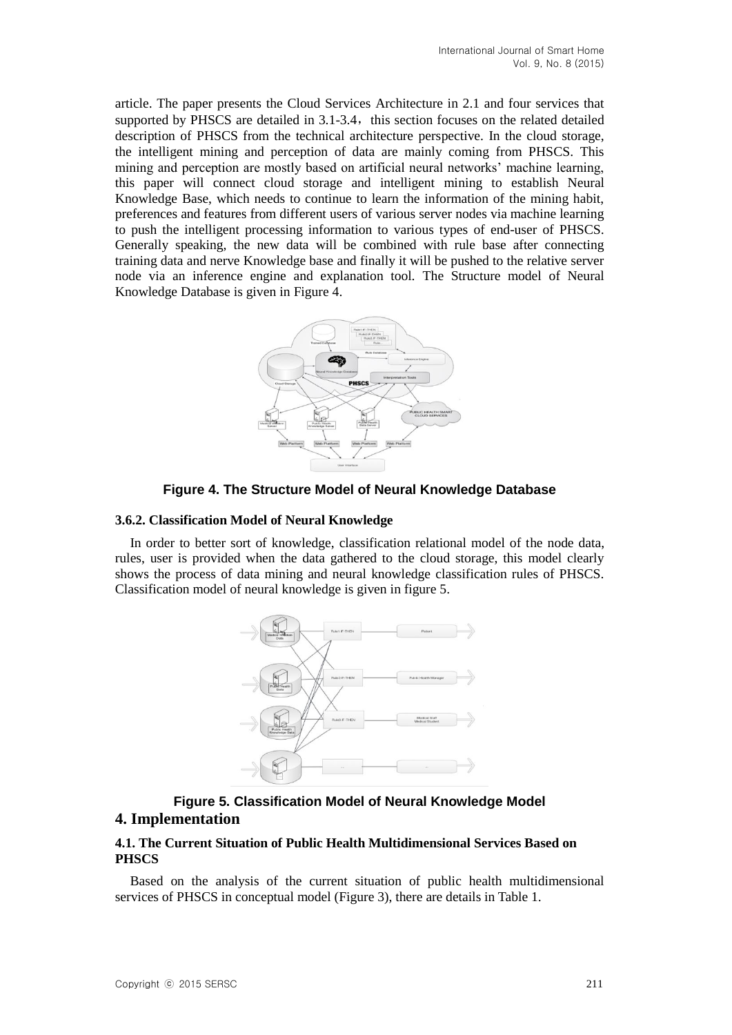article. The paper presents the Cloud Services Architecture in 2.1 and four services that supported by PHSCS are detailed in 3.1-3.4，this section focuses on the related detailed description of PHSCS from the technical architecture perspective. In the cloud storage, the intelligent mining and perception of data are mainly coming from PHSCS. This mining and perception are mostly based on artificial neural networks' machine learning, this paper will connect cloud storage and intelligent mining to establish Neural Knowledge Base, which needs to continue to learn the information of the mining habit, preferences and features from different users of various server nodes via machine learning to push the intelligent processing information to various types of end-user of PHSCS. Generally speaking, the new data will be combined with rule base after connecting training data and nerve Knowledge base and finally it will be pushed to the relative server node via an inference engine and explanation tool. The Structure model of Neural Knowledge Database is given in Figure 4.

**Figure 4. The Structure Model of Neural Knowledge Database**

### 3.6.2. Classification Model of Neural Knowledge

In order to better sort of knowledge, classification relational model of the node data, rules, user is provided when the data gathered to the cloud storage, this model clearly shows the process of data mining and neural knowledge classification rules of PHSCS. Classification model of neural knowledge is given in figure 5.

**Figure 5. Classification Model of Neural Knowledge Model**

## 4. Implementation

### 4.1. The Current Situation of Public Health Multidimensional Services Based on PHSCS

Based on the analysis of the current situation of public health multidimensional services of PHSCS in conceptual model (Figure 3), there are details in Table 1.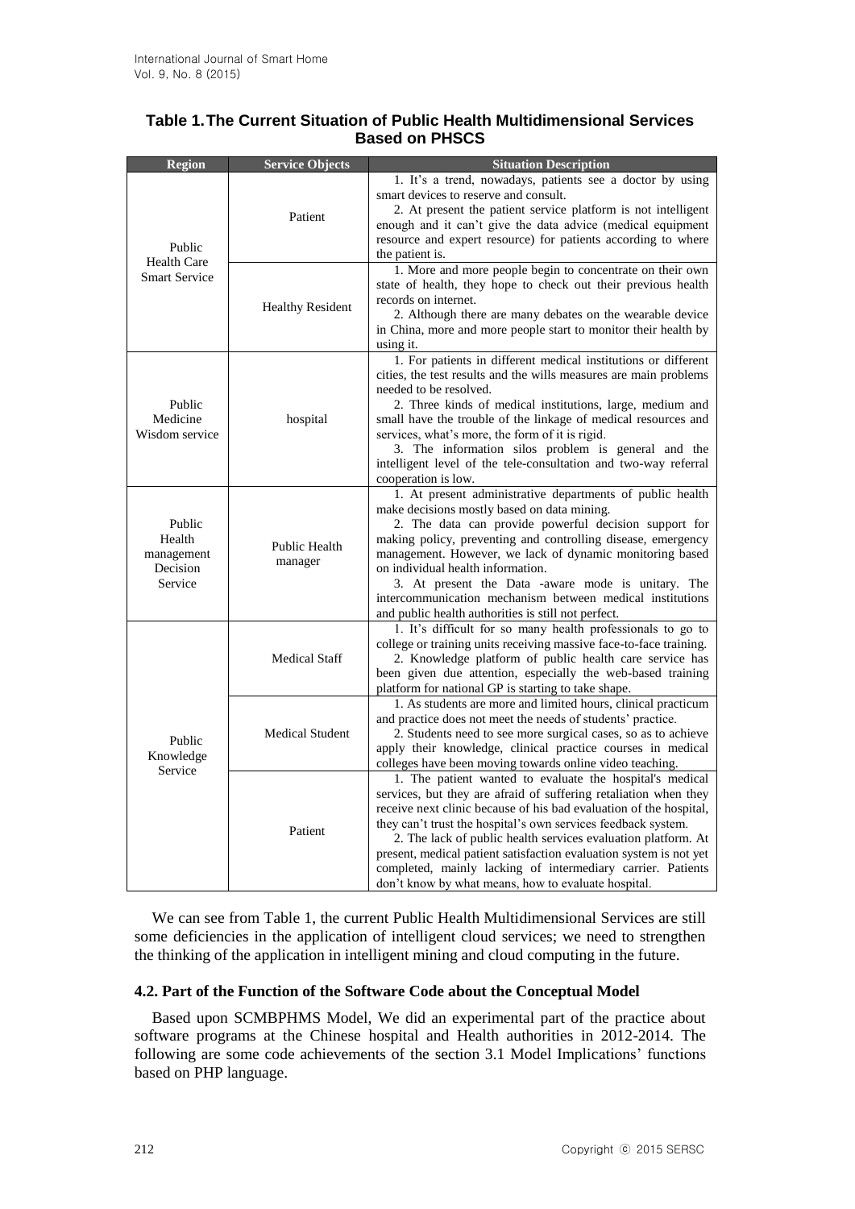**Table 1. The Current Situation of Public Health Multidimensional Services Based on PHSCS**

| Region | Service Objects | Situation Description |
|---|---|---|
| Public Health Care Smart Service | Patient | 1. It's a trend, nowadays, patients see a doctor by using smart devices to reserve and consult.<br>2. At present the patient service platform is not intelligent enough and it can't give the data advice (medical equipment resource and expert resource) for patients according to where the patient is. |
| | Healthy Resident | 1. More and more people begin to concentrate on their own state of health, they hope to check out their previous health records on internet.<br>2. Although there are many debates on the wearable device in China, more and more people start to monitor their health by using it. |
| Public Medicine Wisdom service | hospital | 1. For patients in different medical institutions or different cities, the test results and the wills measures are main problems needed to be resolved.<br>2. Three kinds of medical institutions, large, medium and small have the trouble of the linkage of medical resources and services, what's more, the form of it is rigid.<br>3. The information silos problem is general and the intelligent level of the tele-consultation and two-way referral cooperation is low. |
| Public Health management Decision Service | Public Health manager | 1. At present administrative departments of public health make decisions mostly based on data mining.<br>2. The data can provide powerful decision support for making policy, preventing and controlling disease, emergency management. However, we lack of dynamic monitoring based on individual health information.<br>3. At present the Data -aware mode is unitary. The intercommunication mechanism between medical institutions and public health authorities is still not perfect. |
| Public Knowledge Service | Medical Staff | 1. It's difficult for so many health professionals to go to college or training units receiving massive face-to-face training.<br>2. Knowledge platform of public health care service has been given due attention, especially the web-based training platform for national GP is starting to take shape. |
| | Medical Student | 1. As students are more and limited hours, clinical practicum and practice does not meet the needs of students' practice.<br>2. Students need to see more surgical cases, so as to achieve apply their knowledge, clinical practice courses in medical colleges have been moving towards online video teaching. |
| | Patient | 1. The patient wanted to evaluate the hospital's medical services, but they are afraid of suffering retaliation when they receive next clinic because of his bad evaluation of the hospital, they can't trust the hospital's own services feedback system.<br>2. The lack of public health services evaluation platform. At present, medical patient satisfaction evaluation system is not yet completed, mainly lacking of intermediary carrier. Patients don't know by what means, how to evaluate hospital. |

We can see from Table 1, the current Public Health Multidimensional Services are still some deficiencies in the application of intelligent cloud services; we need to strengthen the thinking of the application in intelligent mining and cloud computing in the future.

### 4.2. Part of the Function of the Software Code about the Conceptual Model

Based upon SCMBPHMS Model, We did an experimental part of the practice about software programs at the Chinese hospital and Health authorities in 2012-2014. The following are some code achievements of the section 3.1 Model Implications' functions based on PHP language.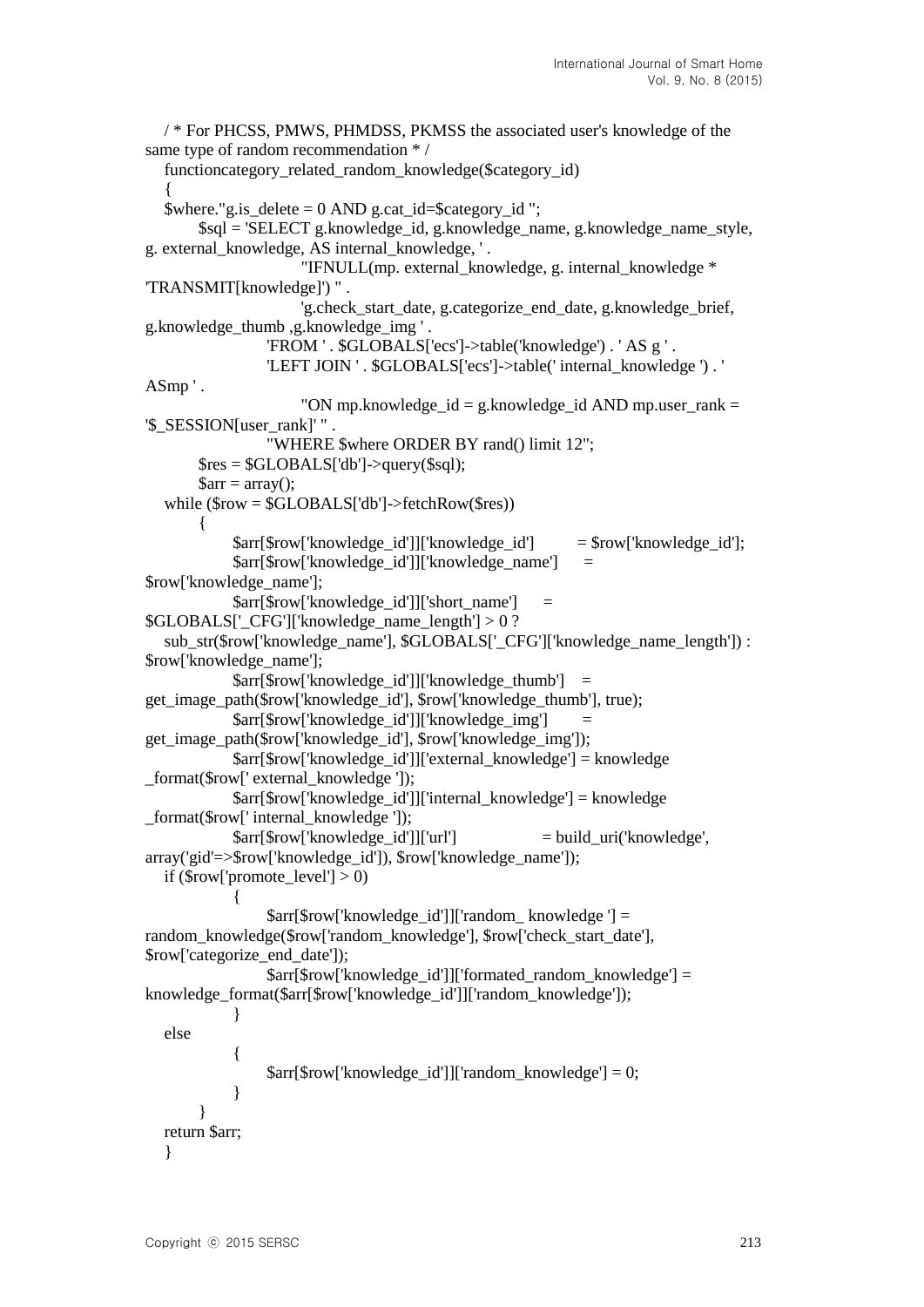```
/ * For PHCSS, PMWS, PHMDSS, PKMSS the associated user's knowledge of the same type of random recommendation * /
functioncategory_related_random_knowledge($category_id)
{
$where."g.is_delete = 0 AND g.cat_id=$category_id ";
    $sql = 'SELECT g.knowledge_id, g.knowledge_name, g.knowledge_name_style, g. external_knowledge, AS internal_knowledge, ' .
            "IFNULL(mp. external_knowledge, g. internal_knowledge * 'TRANSMIT[knowledge]') " .
            'g.check_start_date, g.categorize_end_date, g.knowledge_brief, g.knowledge_thumb ,g.knowledge_img ' .
        'FROM ' . $GLOBALS['ecs']->table('knowledge') . ' AS g ' .
        'LEFT JOIN ' . $GLOBALS['ecs']->table(' internal_knowledge ') . ' ASmp ' .
            "ON mp.knowledge_id = g.knowledge_id AND mp.user_rank = '$_SESSION[user_rank]' " .
        "WHERE $where ORDER BY rand() limit 12";
    $res = $GLOBALS['db']->query($sql);
    $arr = array();
while ($row = $GLOBALS['db']->fetchRow($res))
    {
        $arr[$row['knowledge_id']]['knowledge_id']        = $row['knowledge_id'];
        $arr[$row['knowledge_id']]['knowledge_name']      = $row['knowledge_name'];
        $arr[$row['knowledge_id']]['short_name']      = $GLOBALS['_CFG']['knowledge_name_length'] > 0 ?
sub_str($row['knowledge_name'], $GLOBALS['_CFG']['knowledge_name_length']) : $row['knowledge_name'];
        $arr[$row['knowledge_id']]['knowledge_thumb']   = get_image_path($row['knowledge_id'], $row['knowledge_thumb'], true);
        $arr[$row['knowledge_id']]['knowledge_img']       = get_image_path($row['knowledge_id'], $row['knowledge_img']);
        $arr[$row['knowledge_id']]['external_knowledge'] = knowledge _format($row[' external_knowledge ']);
        $arr[$row['knowledge_id']]['internal_knowledge'] = knowledge _format($row[' internal_knowledge ']);
        $arr[$row['knowledge_id']]['url']             = build_uri('knowledge', array('gid'=>$row['knowledge_id']), $row['knowledge_name']);
if ($row['promote_level'] > 0)
        {
            $arr[$row['knowledge_id']]['random_ knowledge '] = random_knowledge($row['random_knowledge'], $row['check_start_date'], $row['categorize_end_date']);
            $arr[$row['knowledge_id']]['formated_random_knowledge'] = knowledge_format($arr[$row['knowledge_id']]['random_knowledge']);
        }
else
        {
            $arr[$row['knowledge_id']]['random_knowledge'] = 0;
        }
    }
return $arr;
}
```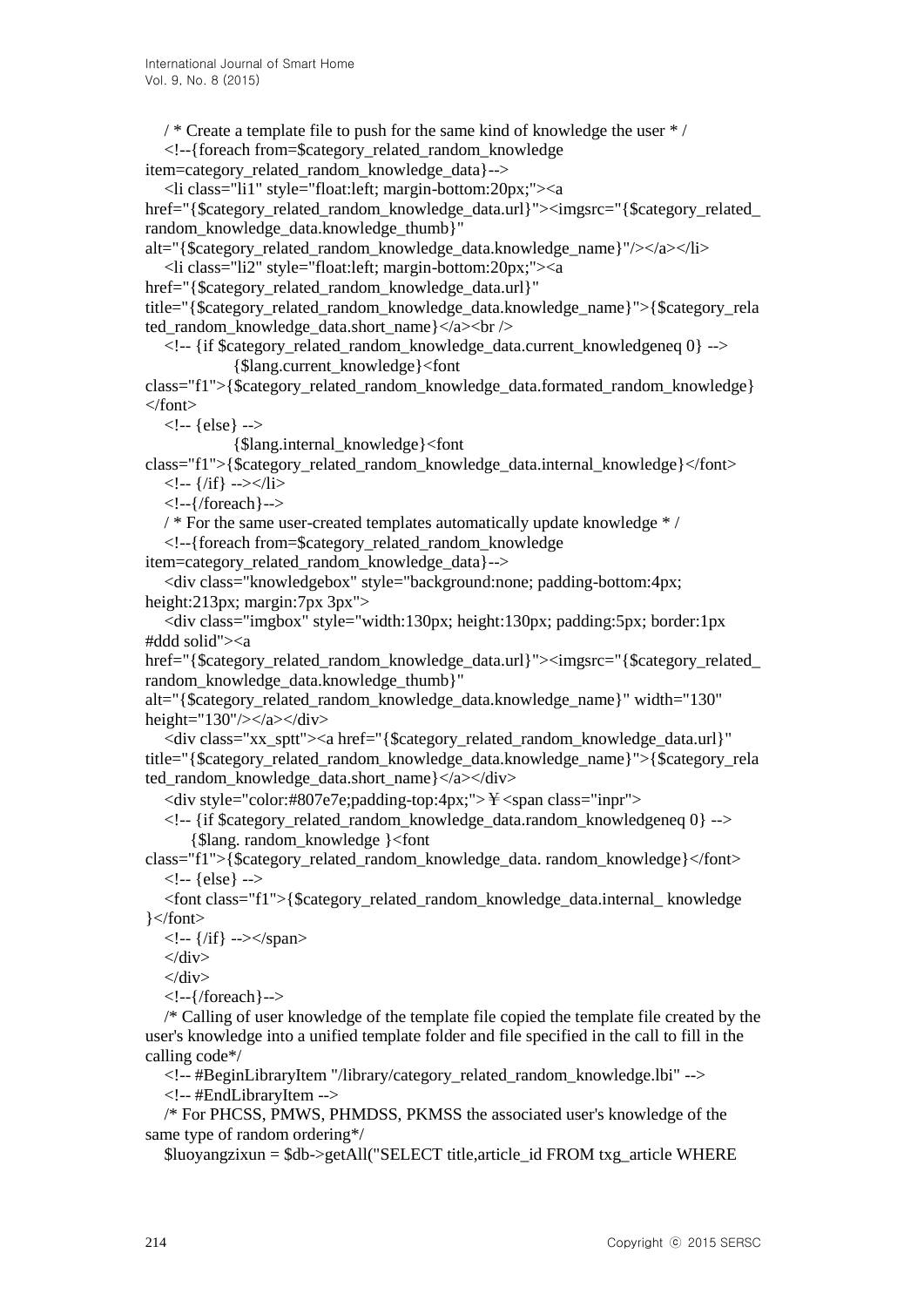```
/ * Create a template file to push for the same kind of knowledge the user * /
<!--{foreach from=$category_related_random_knowledge item=category_related_random_knowledge_data}-->
<li class="li1" style="float:left; margin-bottom:20px;"><a href="{$category_related_random_knowledge_data.url}"><imgsrc="{$category_related_random_knowledge_data.knowledge_thumb}" alt="{$category_related_random_knowledge_data.knowledge_name}"/></a></li>
<li class="li2" style="float:left; margin-bottom:20px;"><a href="{$category_related_random_knowledge_data.url}" title="{$category_related_random_knowledge_data.knowledge_name}">{$category_related_random_knowledge_data.short_name}</a><br />
<!-- {if $category_related_random_knowledge_data.current_knowledgeneq 0} -->
        {$lang.current_knowledge}<font class="f1">{$category_related_random_knowledge_data.formated_random_knowledge}</font>
<!-- {else} -->
        {$lang.internal_knowledge}<font class="f1">{$category_related_random_knowledge_data.internal_knowledge}</font>
<!-- {/if} --></li>
<!--{/foreach}-->
/ * For the same user-created templates automatically update knowledge * /
<!--{foreach from=$category_related_random_knowledge item=category_related_random_knowledge_data}-->
<div class="knowledgebox" style="background:none; padding-bottom:4px; height:213px; margin:7px 3px">
<div class="imgbox" style="width:130px; height:130px; padding:5px; border:1px #ddd solid"><a href="{$category_related_random_knowledge_data.url}"><imgsrc="{$category_related_random_knowledge_data.knowledge_thumb}" alt="{$category_related_random_knowledge_data.knowledge_name}" width="130" height="130"/></a></div>
<div class="xx_sptt"><a href="{$category_related_random_knowledge_data.url}" title="{$category_related_random_knowledge_data.knowledge_name}">{$category_related_random_knowledge_data.short_name}</a></div>
<div style="color:#807e7e;padding-top:4px;">￥<span class="inpr">
<!-- {if $category_related_random_knowledge_data.random_knowledgeneq 0} -->
    {$lang. random_knowledge }<font class="f1">{$category_related_random_knowledge_data. random_knowledge}</font>
<!-- {else} -->
<font class="f1">{$category_related_random_knowledge_data.internal_ knowledge }</font>
<!-- {/if} --></span>
</div>
</div>
<!--{/foreach}-->
/* Calling of user knowledge of the template file copied the template file created by the user's knowledge into a unified template folder and file specified in the call to fill in the calling code*/
<!-- #BeginLibraryItem "/library/category_related_random_knowledge.lbi" -->
<!-- #EndLibraryItem -->
/* For PHCSS, PMWS, PHMDSS, PKMSS the associated user's knowledge of the same type of random ordering*/
$luoyangzixun = $db->getAll("SELECT title,article_id FROM txg_article WHERE
```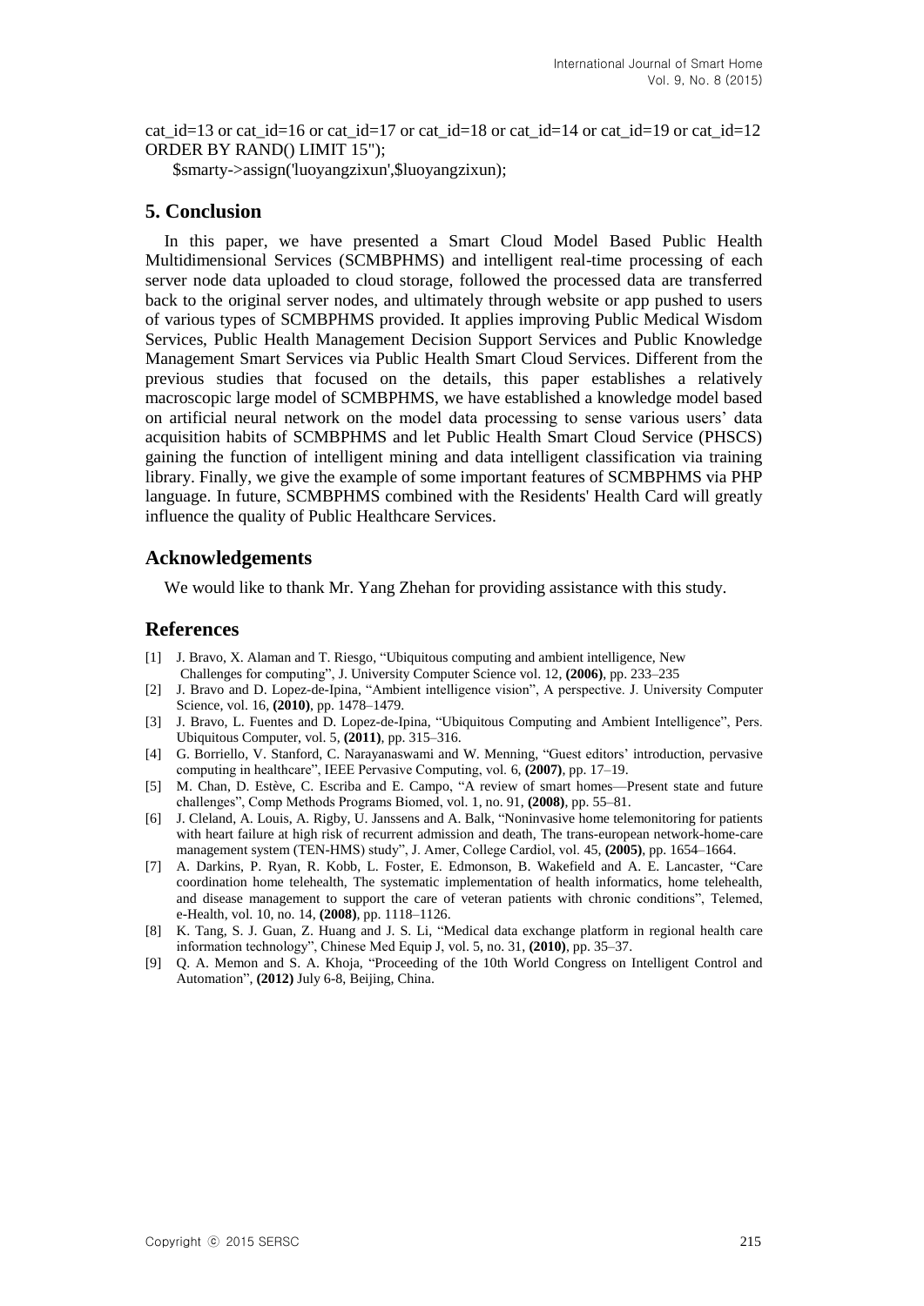```
cat_id=13 or cat_id=16 or cat_id=17 or cat_id=18 or cat_id=14 or cat_id=19 or cat_id=12 ORDER BY RAND() LIMIT 15");
    $smarty->assign('luoyangzixun',$luoyangzixun);
```

## 5. Conclusion

In this paper, we have presented a Smart Cloud Model Based Public Health Multidimensional Services (SCMBPHMS) and intelligent real-time processing of each server node data uploaded to cloud storage, followed the processed data are transferred back to the original server nodes, and ultimately through website or app pushed to users of various types of SCMBPHMS provided. It applies improving Public Medical Wisdom Services, Public Health Management Decision Support Services and Public Knowledge Management Smart Services via Public Health Smart Cloud Services. Different from the previous studies that focused on the details, this paper establishes a relatively macroscopic large model of SCMBPHMS, we have established a knowledge model based on artificial neural network on the model data processing to sense various users' data acquisition habits of SCMBPHMS and let Public Health Smart Cloud Service (PHSCS) gaining the function of intelligent mining and data intelligent classification via training library. Finally, we give the example of some important features of SCMBPHMS via PHP language. In future, SCMBPHMS combined with the Residents' Health Card will greatly influence the quality of Public Healthcare Services.

## Acknowledgements

We would like to thank Mr. Yang Zhehan for providing assistance with this study.

## References

[1] J. Bravo, X. Alaman and T. Riesgo, "Ubiquitous computing and ambient intelligence, New Challenges for computing", J. University Computer Science vol. 12, **(2006)**, pp. 233–235

[2] J. Bravo and D. Lopez-de-Ipina, "Ambient intelligence vision", A perspective. J. University Computer Science, vol. 16, **(2010)**, pp. 1478–1479.

[3] J. Bravo, L. Fuentes and D. Lopez-de-Ipina, "Ubiquitous Computing and Ambient Intelligence", Pers. Ubiquitous Computer, vol. 5, **(2011)**, pp. 315–316.

[4] G. Borriello, V. Stanford, C. Narayanaswami and W. Menning, "Guest editors' introduction, pervasive computing in healthcare", IEEE Pervasive Computing, vol. 6, **(2007)**, pp. 17–19.

[5] M. Chan, D. Estève, C. Escriba and E. Campo, "A review of smart homes—Present state and future challenges", Comp Methods Programs Biomed, vol. 1, no. 91, **(2008)**, pp. 55–81.

[6] J. Cleland, A. Louis, A. Rigby, U. Janssens and A. Balk, "Noninvasive home telemonitoring for patients with heart failure at high risk of recurrent admission and death, The trans-european network-home-care management system (TEN-HMS) study", J. Amer, College Cardiol, vol. 45, **(2005)**, pp. 1654–1664.

[7] A. Darkins, P. Ryan, R. Kobb, L. Foster, E. Edmonson, B. Wakefield and A. E. Lancaster, "Care coordination home telehealth, The systematic implementation of health informatics, home telehealth, and disease management to support the care of veteran patients with chronic conditions", Telemed, e-Health, vol. 10, no. 14, **(2008)**, pp. 1118–1126.

[8] K. Tang, S. J. Guan, Z. Huang and J. S. Li, "Medical data exchange platform in regional health care information technology", Chinese Med Equip J, vol. 5, no. 31, **(2010)**, pp. 35–37.

[9] Q. A. Memon and S. A. Khoja, "Proceeding of the 10th World Congress on Intelligent Control and Automation", **(2012)** July 6-8, Beijing, China.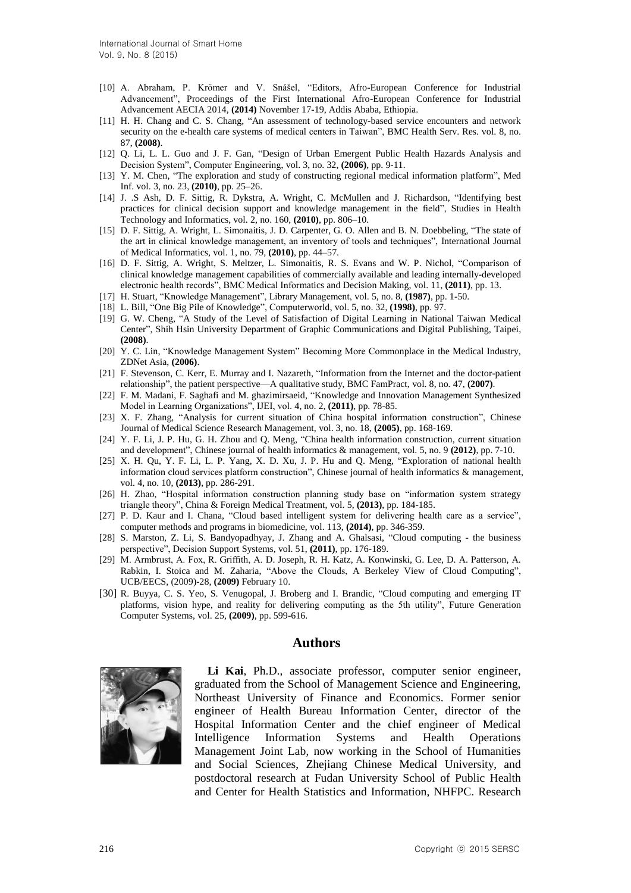[10] A. Abraham, P. Krömer and V. Snášel, "Editors, Afro-European Conference for Industrial Advancement", Proceedings of the First International Afro-European Conference for Industrial Advancement AECIA 2014, **(2014)** November 17-19, Addis Ababa, Ethiopia.

[11] H. H. Chang and C. S. Chang, "An assessment of technology-based service encounters and network security on the e-health care systems of medical centers in Taiwan", BMC Health Serv. Res. vol. 8, no. 87, **(2008)**.

[12] Q. Li, L. L. Guo and J. F. Gan, "Design of Urban Emergent Public Health Hazards Analysis and Decision System", Computer Engineering, vol. 3, no. 32, **(2006)**, pp. 9-11.

[13] Y. M. Chen, "The exploration and study of constructing regional medical information platform", Med Inf. vol. 3, no. 23, **(2010)**, pp. 25–26.

[14] J. .S Ash, D. F. Sittig, R. Dykstra, A. Wright, C. McMullen and J. Richardson, "Identifying best practices for clinical decision support and knowledge management in the field", Studies in Health Technology and Informatics, vol. 2, no. 160, **(2010)**, pp. 806–10.

[15] D. F. Sittig, A. Wright, L. Simonaitis, J. D. Carpenter, G. O. Allen and B. N. Doebbeling, "The state of the art in clinical knowledge management, an inventory of tools and techniques", International Journal of Medical Informatics, vol. 1, no. 79, **(2010)**, pp. 44–57.

[16] D. F. Sittig, A. Wright, S. Meltzer, L. Simonaitis, R. S. Evans and W. P. Nichol, "Comparison of clinical knowledge management capabilities of commercially available and leading internally-developed electronic health records", BMC Medical Informatics and Decision Making, vol. 11, **(2011)**, pp. 13.

[17] H. Stuart, "Knowledge Management", Library Management, vol. 5, no. 8, **(1987)**, pp. 1-50.

[18] L. Bill, "One Big Pile of Knowledge", Computerworld, vol. 5, no. 32, **(1998)**, pp. 97.

[19] G. W. Cheng, "A Study of the Level of Satisfaction of Digital Learning in National Taiwan Medical Center", Shih Hsin University Department of Graphic Communications and Digital Publishing, Taipei, **(2008)**.

[20] Y. C. Lin, "Knowledge Management System" Becoming More Commonplace in the Medical Industry, ZDNet Asia, **(2006)**.

[21] F. Stevenson, C. Kerr, E. Murray and I. Nazareth, "Information from the Internet and the doctor-patient relationship", the patient perspective—A qualitative study, BMC FamPract, vol. 8, no. 47, **(2007)**.

[22] F. M. Madani, F. Saghafi and M. ghazimirsaeid, "Knowledge and Innovation Management Synthesized Model in Learning Organizations", IJEI, vol. 4, no. 2, **(2011)**, pp. 78-85.

[23] X. F. Zhang, "Analysis for current situation of China hospital information construction", Chinese Journal of Medical Science Research Management, vol. 3, no. 18, **(2005)**, pp. 168-169.

[24] Y. F. Li, J. P. Hu, G. H. Zhou and Q. Meng, "China health information construction, current situation and development", Chinese journal of health informatics & management, vol. 5, no. 9 **(2012)**, pp. 7-10.

[25] X. H. Qu, Y. F. Li, L. P. Yang, X. D. Xu, J. P. Hu and Q. Meng, "Exploration of national health information cloud services platform construction", Chinese journal of health informatics & management, vol. 4, no. 10, **(2013)**, pp. 286-291.

[26] H. Zhao, "Hospital information construction planning study base on "information system strategy triangle theory", China & Foreign Medical Treatment, vol. 5, **(2013)**, pp. 184-185.

[27] P. D. Kaur and I. Chana, "Cloud based intelligent system for delivering health care as a service", computer methods and programs in biomedicine, vol. 113, **(2014)**, pp. 346-359.

[28] S. Marston, Z. Li, S. Bandyopadhyay, J. Zhang and A. Ghalsasi, "Cloud computing - the business perspective", Decision Support Systems, vol. 51, **(2011)**, pp. 176-189.

[29] M. Armbrust, A. Fox, R. Griffith, A. D. Joseph, R. H. Katz, A. Konwinski, G. Lee, D. A. Patterson, A. Rabkin, I. Stoica and M. Zaharia, "Above the Clouds, A Berkeley View of Cloud Computing", UCB/EECS, (2009)-28, **(2009)** February 10.

[30] R. Buyya, C. S. Yeo, S. Venugopal, J. Broberg and I. Brandic, "Cloud computing and emerging IT platforms, vision hype, and reality for delivering computing as the 5th utility", Future Generation Computer Systems, vol. 25, **(2009)**, pp. 599-616.

## Authors

**Li Kai**, Ph.D., associate professor, computer senior engineer, graduated from the School of Management Science and Engineering, Northeast University of Finance and Economics. Former senior engineer of Health Bureau Information Center, director of the Hospital Information Center and the chief engineer of Medical Intelligence Information Systems and Health Operations Management Joint Lab, now working in the School of Humanities and Social Sciences, Zhejiang Chinese Medical University, and postdoctoral research at Fudan University School of Public Health and Center for Health Statistics and Information, NHFPC. Research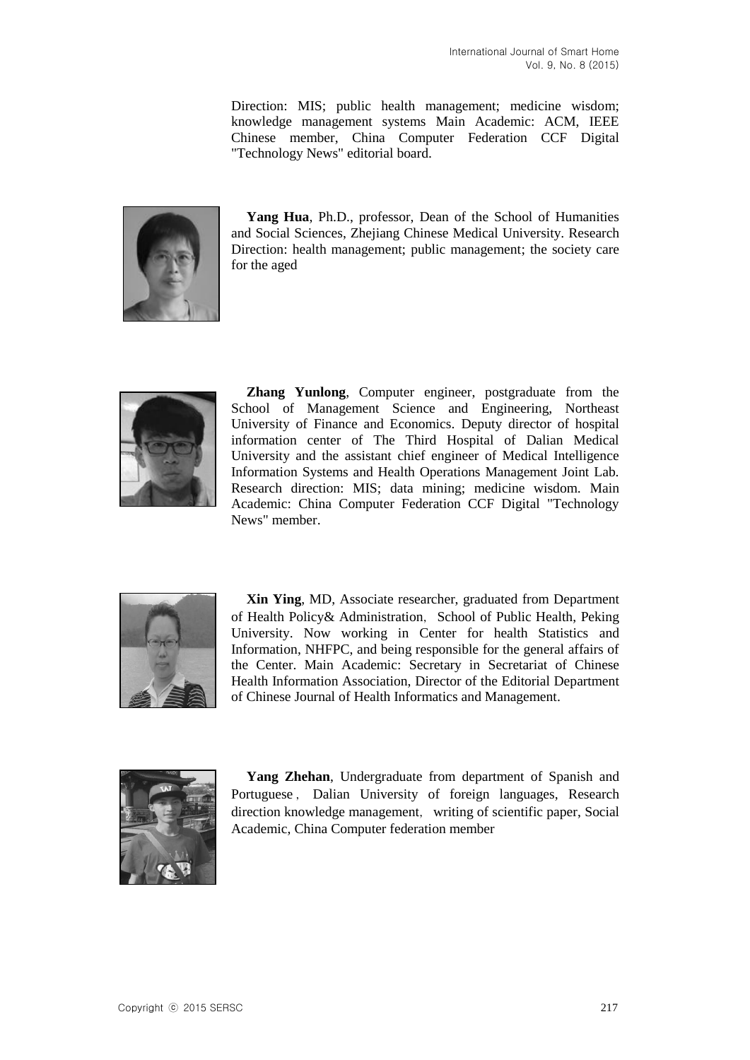Direction: MIS; public health management; medicine wisdom; knowledge management systems Main Academic: ACM, IEEE Chinese member, China Computer Federation CCF Digital "Technology News" editorial board.

**Yang Hua**, Ph.D., professor, Dean of the School of Humanities and Social Sciences, Zhejiang Chinese Medical University. Research Direction: health management; public management; the society care for the aged

**Zhang Yunlong**, Computer engineer, postgraduate from the School of Management Science and Engineering, Northeast University of Finance and Economics. Deputy director of hospital information center of The Third Hospital of Dalian Medical University and the assistant chief engineer of Medical Intelligence Information Systems and Health Operations Management Joint Lab. Research direction: MIS; data mining; medicine wisdom. Main Academic: China Computer Federation CCF Digital "Technology News" member.

**Xin Ying**, MD, Associate researcher, graduated from Department of Health Policy& Administration, School of Public Health, Peking University. Now working in Center for health Statistics and Information, NHFPC, and being responsible for the general affairs of the Center. Main Academic: Secretary in Secretariat of Chinese Health Information Association, Director of the Editorial Department of Chinese Journal of Health Informatics and Management.

**Yang Zhehan**, Undergraduate from department of Spanish and Portuguese, Dalian University of foreign languages, Research direction knowledge management, writing of scientific paper, Social Academic, China Computer federation member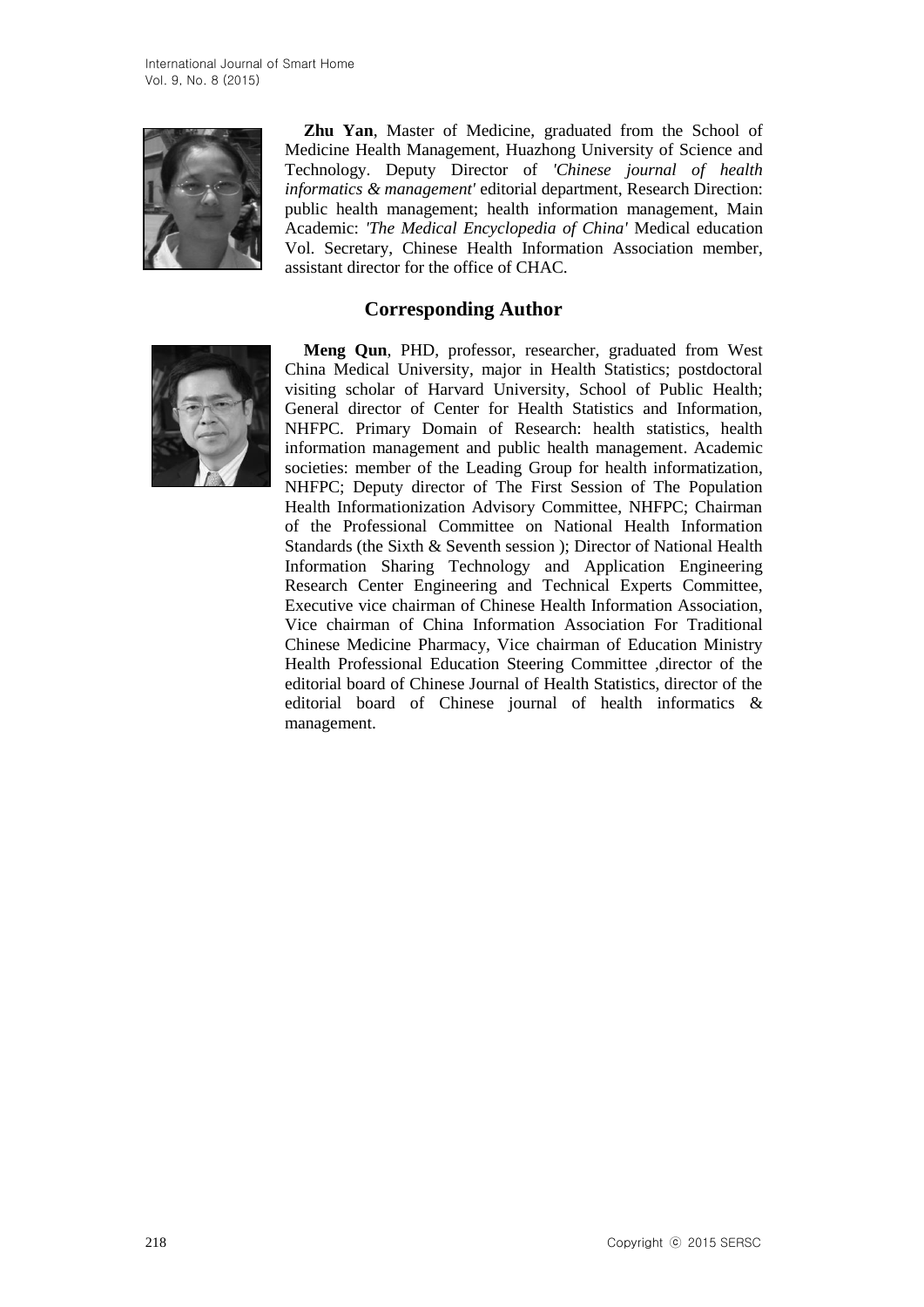**Zhu Yan**, Master of Medicine, graduated from the School of Medicine Health Management, Huazhong University of Science and Technology. Deputy Director of *'Chinese journal of health informatics & management'* editorial department, Research Direction: public health management; health information management, Main Academic: *'The Medical Encyclopedia of China'* Medical education Vol. Secretary, Chinese Health Information Association member, assistant director for the office of CHAC.

## Corresponding Author

**Meng Qun**, PHD, professor, researcher, graduated from West China Medical University, major in Health Statistics; postdoctoral visiting scholar of Harvard University, School of Public Health; General director of Center for Health Statistics and Information, NHFPC. Primary Domain of Research: health statistics, health information management and public health management. Academic societies: member of the Leading Group for health informatization, NHFPC; Deputy director of The First Session of The Population Health Informationization Advisory Committee, NHFPC; Chairman of the Professional Committee on National Health Information Standards (the Sixth & Seventh session ); Director of National Health Information Sharing Technology and Application Engineering Research Center Engineering and Technical Experts Committee, Executive vice chairman of Chinese Health Information Association, Vice chairman of China Information Association For Traditional Chinese Medicine Pharmacy, Vice chairman of Education Ministry Health Professional Education Steering Committee ,director of the editorial board of Chinese Journal of Health Statistics, director of the editorial board of Chinese journal of health informatics & management.